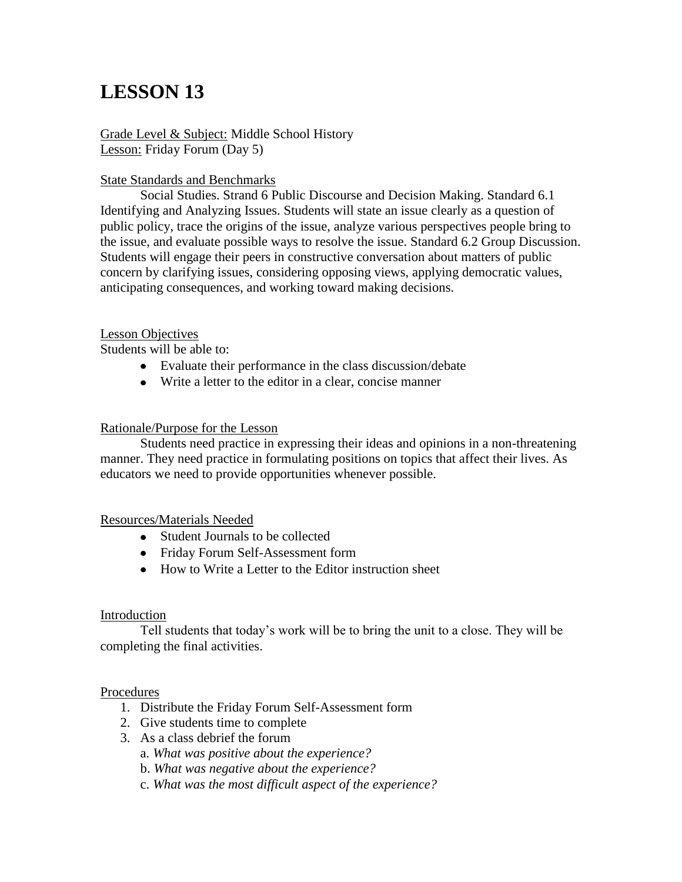# LESSON 13

Grade Level & Subject: Middle School History
Lesson: Friday Forum (Day 5)

State Standards and Benchmarks

Social Studies. Strand 6 Public Discourse and Decision Making. Standard 6.1 Identifying and Analyzing Issues. Students will state an issue clearly as a question of public policy, trace the origins of the issue, analyze various perspectives people bring to the issue, and evaluate possible ways to resolve the issue. Standard 6.2 Group Discussion. Students will engage their peers in constructive conversation about matters of public concern by clarifying issues, considering opposing views, applying democratic values, anticipating consequences, and working toward making decisions.

Lesson Objectives

Students will be able to:

- Evaluate their performance in the class discussion/debate
- Write a letter to the editor in a clear, concise manner

Rationale/Purpose for the Lesson

Students need practice in expressing their ideas and opinions in a non-threatening manner. They need practice in formulating positions on topics that affect their lives. As educators we need to provide opportunities whenever possible.

Resources/Materials Needed

- Student Journals to be collected
- Friday Forum Self-Assessment form
- How to Write a Letter to the Editor instruction sheet

Introduction

Tell students that today's work will be to bring the unit to a close. They will be completing the final activities.

Procedures

1. Distribute the Friday Forum Self-Assessment form
2. Give students time to complete
3. As a class debrief the forum
   a. *What was positive about the experience?*
   b. *What was negative about the experience?*
   c. *What was the most difficult aspect of the experience?*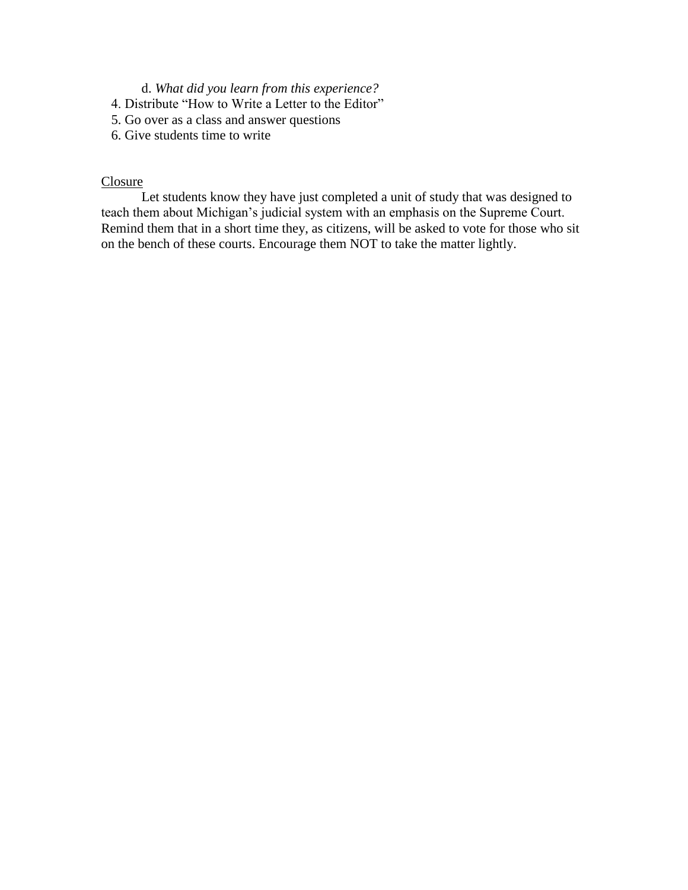d. *What did you learn from this experience?*

4. Distribute "How to Write a Letter to the Editor"
5. Go over as a class and answer questions
6. Give students time to write

<u>Closure</u>

Let students know they have just completed a unit of study that was designed to teach them about Michigan's judicial system with an emphasis on the Supreme Court. Remind them that in a short time they, as citizens, will be asked to vote for those who sit on the bench of these courts. Encourage them NOT to take the matter lightly.